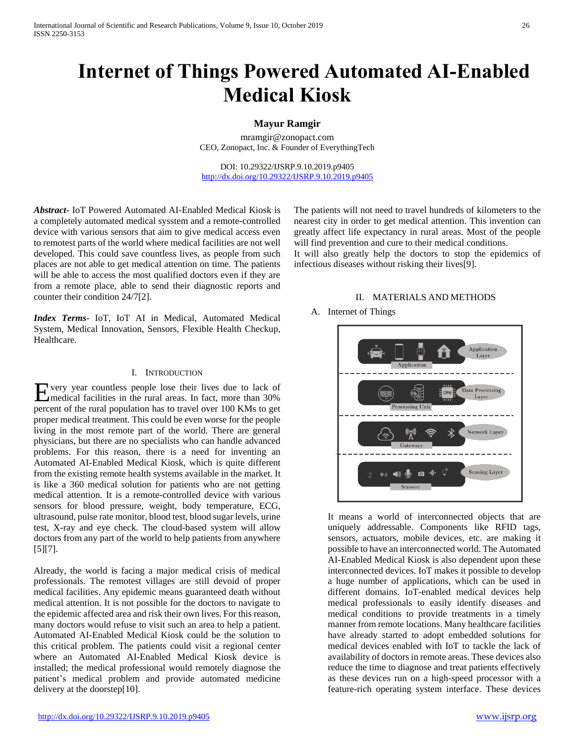# Internet of Things Powered Automated AI-Enabled Medical Kiosk

**Mayur Ramgir**

mramgir@zonopact.com
CEO, Zonopact, Inc. & Founder of EverythingTech

DOI: 10.29322/IJSRP.9.10.2019.p9405
http://dx.doi.org/10.29322/IJSRP.9.10.2019.p9405

***Abstract***- IoT Powered Automated AI-Enabled Medical Kiosk is a completely automated medical sysstem and a remote-controlled device with various sensors that aim to give medical access even to remotest parts of the world where medical facilities are not well developed. This could save countless lives, as people from such places are not able to get medical attention on time. The patients will be able to access the most qualified doctors even if they are from a remote place, able to send their diagnostic reports and counter their condition 24/7[2].

***Index Terms***- IoT, IoT AI in Medical, Automated Medical System, Medical Innovation, Sensors, Flexible Health Checkup, Healthcare.

## I. Introduction

Every year countless people lose their lives due to lack of medical facilities in the rural areas. In fact, more than 30% percent of the rural population has to travel over 100 KMs to get proper medical treatment. This could be even worse for the people living in the most remote part of the world. There are general physicians, but there are no specialists who can handle advanced problems. For this reason, there is a need for inventing an Automated AI-Enabled Medical Kiosk, which is quite different from the existing remote health systems available in the market. It is like a 360 medical solution for patients who are not getting medical attention. It is a remote-controlled device with various sensors for blood pressure, weight, body temperature, ECG, ultrasound, pulse rate monitor, blood test, blood sugar levels, urine test, X-ray and eye check. The cloud-based system will allow doctors from any part of the world to help patients from anywhere [5][7].

Already, the world is facing a major medical crisis of medical professionals. The remotest villages are still devoid of proper medical facilities. Any epidemic means guaranteed death without medical attention. It is not possible for the doctors to navigate to the epidemic affected area and risk their own lives. For this reason, many doctors would refuse to visit such an area to help a patient. Automated AI-Enabled Medical Kiosk could be the solution to this critical problem. The patients could visit a regional center where an Automated AI-Enabled Medical Kiosk device is installed; the medical professional would remotely diagnose the patient's medical problem and provide automated medicine delivery at the doorstep[10].

The patients will not need to travel hundreds of kilometers to the nearest city in order to get medical attention. This invention can greatly affect life expectancy in rural areas. Most of the people will find prevention and cure to their medical conditions.
It will also greatly help the doctors to stop the epidemics of infectious diseases without risking their lives[9].

## II. Materials and Methods

### A. Internet of Things

Application Layer — Application
Data Processing Layer — Processing Unit
Network Layer — Gateways
Sensing Layer — Sensors

It means a world of interconnected objects that are uniquely addressable. Components like RFID tags, sensors, actuators, mobile devices, etc. are making it possible to have an interconnected world. The Automated AI-Enabled Medical Kiosk is also dependent upon these interconnected devices. IoT makes it possible to develop a huge number of applications, which can be used in different domains. IoT-enabled medical devices help medical professionals to easily identify diseases and medical conditions to provide treatments in a timely manner from remote locations. Many healthcare facilities have already started to adopt embedded solutions for medical devices enabled with IoT to tackle the lack of availability of doctors in remote areas. These devices also reduce the time to diagnose and treat patients effectively as these devices run on a high-speed processor with a feature-rich operating system interface. These devices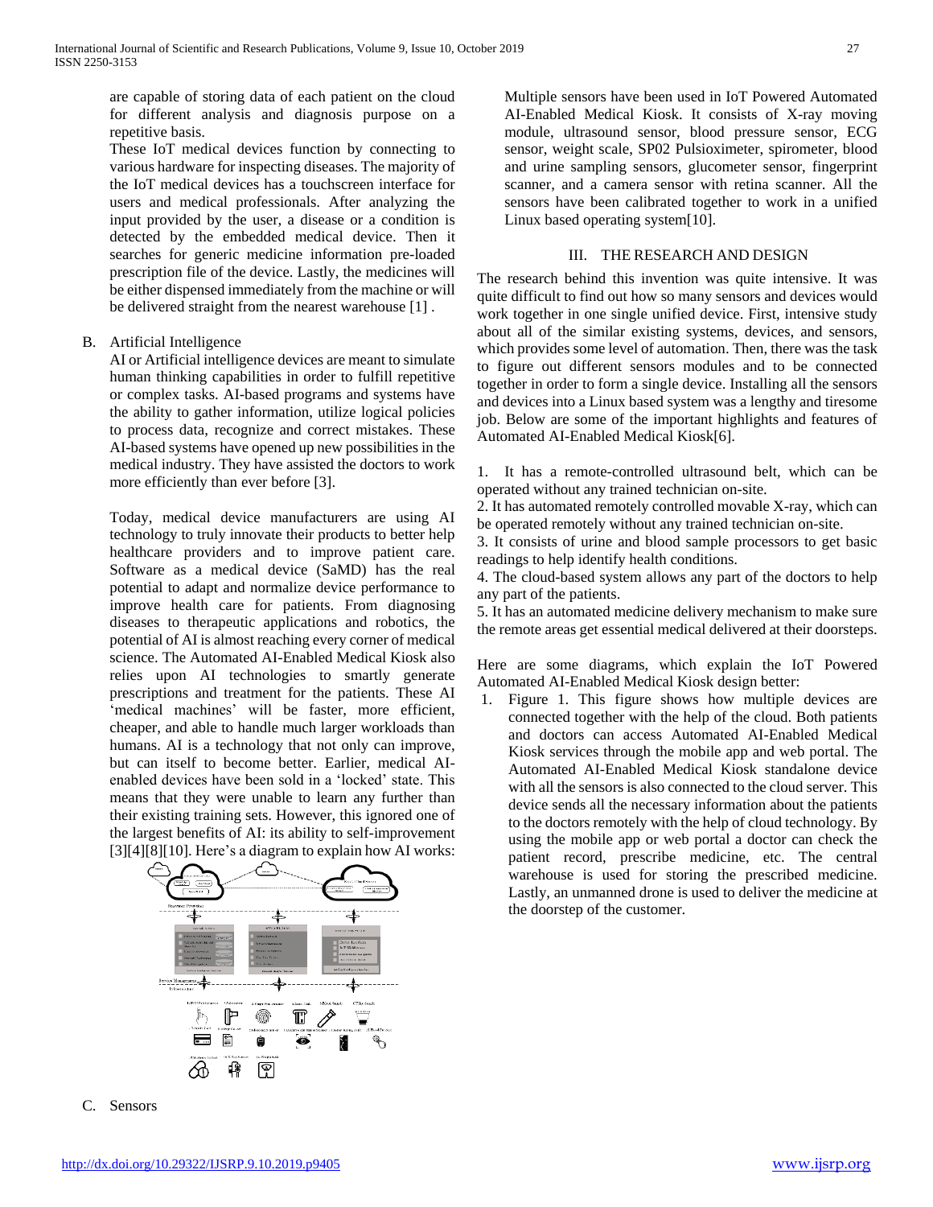are capable of storing data of each patient on the cloud for different analysis and diagnosis purpose on a repetitive basis.

These IoT medical devices function by connecting to various hardware for inspecting diseases. The majority of the IoT medical devices has a touchscreen interface for users and medical professionals. After analyzing the input provided by the user, a disease or a condition is detected by the embedded medical device. Then it searches for generic medicine information pre-loaded prescription file of the device. Lastly, the medicines will be either dispensed immediately from the machine or will be delivered straight from the nearest warehouse [1] .

B. Artificial Intelligence

AI or Artificial intelligence devices are meant to simulate human thinking capabilities in order to fulfill repetitive or complex tasks. AI-based programs and systems have the ability to gather information, utilize logical policies to process data, recognize and correct mistakes. These AI-based systems have opened up new possibilities in the medical industry. They have assisted the doctors to work more efficiently than ever before [3].

Today, medical device manufacturers are using AI technology to truly innovate their products to better help healthcare providers and to improve patient care. Software as a medical device (SaMD) has the real potential to adapt and normalize device performance to improve health care for patients. From diagnosing diseases to therapeutic applications and robotics, the potential of AI is almost reaching every corner of medical science. The Automated AI-Enabled Medical Kiosk also relies upon AI technologies to smartly generate prescriptions and treatment for the patients. These AI 'medical machines' will be faster, more efficient, cheaper, and able to handle much larger workloads than humans. AI is a technology that not only can improve, but can itself to become better. Earlier, medical AI-enabled devices have been sold in a 'locked' state. This means that they were unable to learn any further than their existing training sets. However, this ignored one of the largest benefits of AI: its ability to self-improvement [3][4][8][10]. Here's a diagram to explain how AI works:

C. Sensors

Multiple sensors have been used in IoT Powered Automated AI-Enabled Medical Kiosk. It consists of X-ray moving module, ultrasound sensor, blood pressure sensor, ECG sensor, weight scale, SP02 Pulsioximeter, spirometer, blood and urine sampling sensors, glucometer sensor, fingerprint scanner, and a camera sensor with retina scanner. All the sensors have been calibrated together to work in a unified Linux based operating system[10].

## III. THE RESEARCH AND DESIGN

The research behind this invention was quite intensive. It was quite difficult to find out how so many sensors and devices would work together in one single unified device. First, intensive study about all of the similar existing systems, devices, and sensors, which provides some level of automation. Then, there was the task to figure out different sensors modules and to be connected together in order to form a single device. Installing all the sensors and devices into a Linux based system was a lengthy and tiresome job. Below are some of the important highlights and features of Automated AI-Enabled Medical Kiosk[6].

1. It has a remote-controlled ultrasound belt, which can be operated without any trained technician on-site.
2. It has automated remotely controlled movable X-ray, which can be operated remotely without any trained technician on-site.
3. It consists of urine and blood sample processors to get basic readings to help identify health conditions.
4. The cloud-based system allows any part of the doctors to help any part of the patients.
5. It has an automated medicine delivery mechanism to make sure the remote areas get essential medical delivered at their doorsteps.

Here are some diagrams, which explain the IoT Powered Automated AI-Enabled Medical Kiosk design better:

1. Figure 1. This figure shows how multiple devices are connected together with the help of the cloud. Both patients and doctors can access Automated AI-Enabled Medical Kiosk services through the mobile app and web portal. The Automated AI-Enabled Medical Kiosk standalone device with all the sensors is also connected to the cloud server. This device sends all the necessary information about the patients to the doctors remotely with the help of cloud technology. By using the mobile app or web portal a doctor can check the patient record, prescribe medicine, etc. The central warehouse is used for storing the prescribed medicine. Lastly, an unmanned drone is used to deliver the medicine at the doorstep of the customer.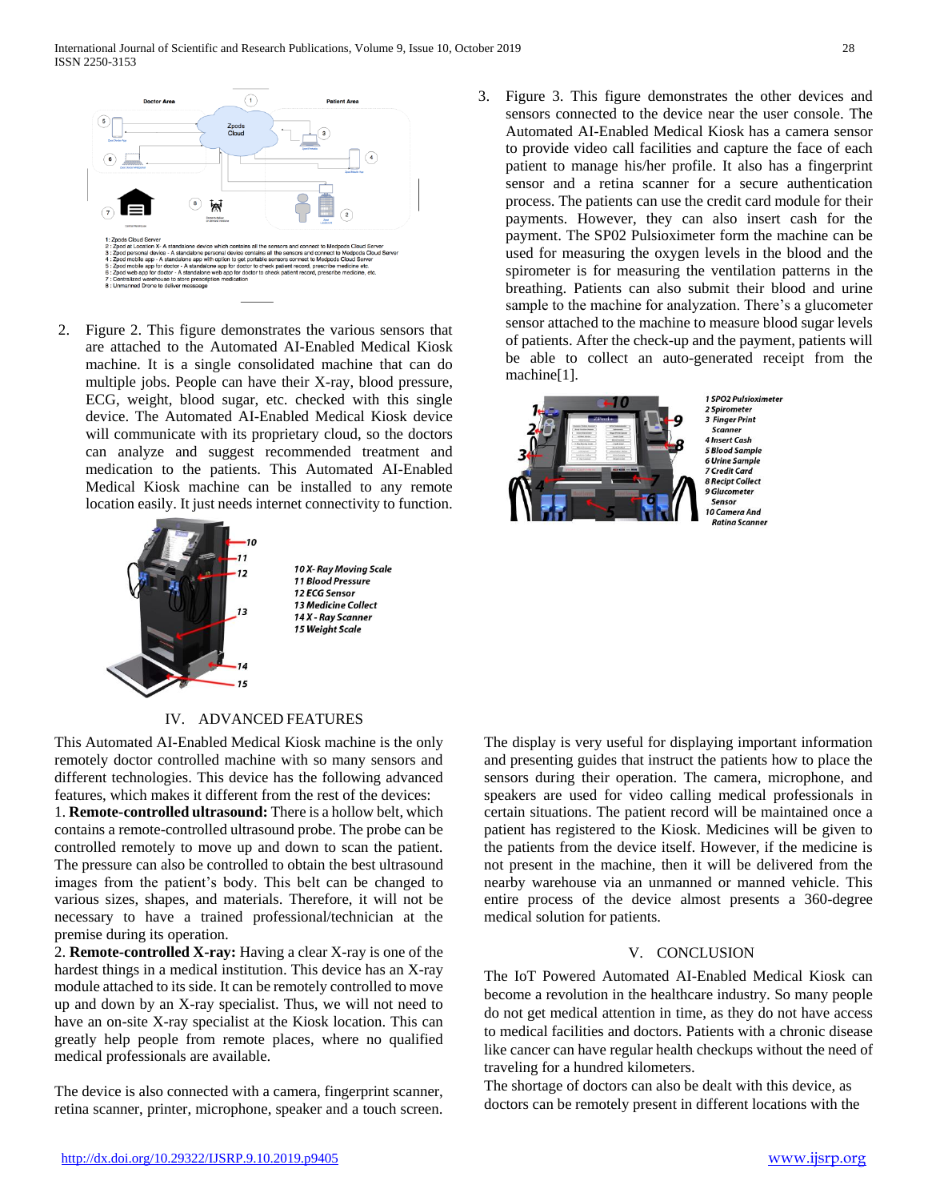1: Zpods Cloud Server
2 : Zpod at Location X- A standalone device which contains all the sensors and connect to Medpods Cloud Server
3 : Zpod personal device - A standalone personal device contains all the sensors and connect to Medpods Cloud Server
4 : Zpod mobile app - A standalone app with option to get portable sensors connect to Medpods Cloud Server
5 : Zpod mobile app for doctor - A standalone app for doctor to check patient record, prescribe medicine etc.
6 : Zpod web app for doctor - A standalone web app for doctor to check patient record, prescribe medicine, etc.
7 : Centralized warehouse to store prescription medication
8 : Unmanned Drone to deliver message

2. Figure 2. This figure demonstrates the various sensors that are attached to the Automated AI-Enabled Medical Kiosk machine. It is a single consolidated machine that can do multiple jobs. People can have their X-ray, blood pressure, ECG, weight, blood sugar, etc. checked with this single device. The Automated AI-Enabled Medical Kiosk device will communicate with its proprietary cloud, so the doctors can analyze and suggest recommended treatment and medication to the patients. This Automated AI-Enabled Medical Kiosk machine can be installed to any remote location easily. It just needs internet connectivity to function.

*10 X- Ray Moving Scale*
*11 Blood Pressure*
*12 ECG Sensor*
*13 Medicine Collect*
*14 X - Ray Scanner*
*15 Weight Scale*

3. Figure 3. This figure demonstrates the other devices and sensors connected to the device near the user console. The Automated AI-Enabled Medical Kiosk has a camera sensor to provide video call facilities and capture the face of each patient to manage his/her profile. It also has a fingerprint sensor and a retina scanner for a secure authentication process. The patients can use the credit card module for their payments. However, they can also insert cash for the payment. The SP02 Pulsioximeter form the machine can be used for measuring the oxygen levels in the blood and the spirometer is for measuring the ventilation patterns in the breathing. Patients can also submit their blood and urine sample to the machine for analyzation. There's a glucometer sensor attached to the machine to measure blood sugar levels of patients. After the check-up and the payment, patients will be able to collect an auto-generated receipt from the machine[1].

*1 SPO2 Pulsioximeter*
*2 Spirometer*
*3 Finger Print Scanner*
*4 Insert Cash*
*5 Blood Sample*
*6 Urine Sample*
*7 Credit Card*
*8 Recipt Collect*
*9 Glucometer Sensor*
*10 Camera And Ratina Scanner*

## IV. ADVANCED FEATURES

This Automated AI-Enabled Medical Kiosk machine is the only remotely doctor controlled machine with so many sensors and different technologies. This device has the following advanced features, which makes it different from the rest of the devices:

1. **Remote-controlled ultrasound:** There is a hollow belt, which contains a remote-controlled ultrasound probe. The probe can be controlled remotely to move up and down to scan the patient. The pressure can also be controlled to obtain the best ultrasound images from the patient's body. This belt can be changed to various sizes, shapes, and materials. Therefore, it will not be necessary to have a trained professional/technician at the premise during its operation.

2. **Remote-controlled X-ray:** Having a clear X-ray is one of the hardest things in a medical institution. This device has an X-ray module attached to its side. It can be remotely controlled to move up and down by an X-ray specialist. Thus, we will not need to have an on-site X-ray specialist at the Kiosk location. This can greatly help people from remote places, where no qualified medical professionals are available.

The device is also connected with a camera, fingerprint scanner, retina scanner, printer, microphone, speaker and a touch screen. The display is very useful for displaying important information and presenting guides that instruct the patients how to place the sensors during their operation. The camera, microphone, and speakers are used for video calling medical professionals in certain situations. The patient record will be maintained once a patient has registered to the Kiosk. Medicines will be given to the patients from the device itself. However, if the medicine is not present in the machine, then it will be delivered from the nearby warehouse via an unmanned or manned vehicle. This entire process of the device almost presents a 360-degree medical solution for patients.

## V. CONCLUSION

The IoT Powered Automated AI-Enabled Medical Kiosk can become a revolution in the healthcare industry. So many people do not get medical attention in time, as they do not have access to medical facilities and doctors. Patients with a chronic disease like cancer can have regular health checkups without the need of traveling for a hundred kilometers.

The shortage of doctors can also be dealt with this device, as doctors can be remotely present in different locations with the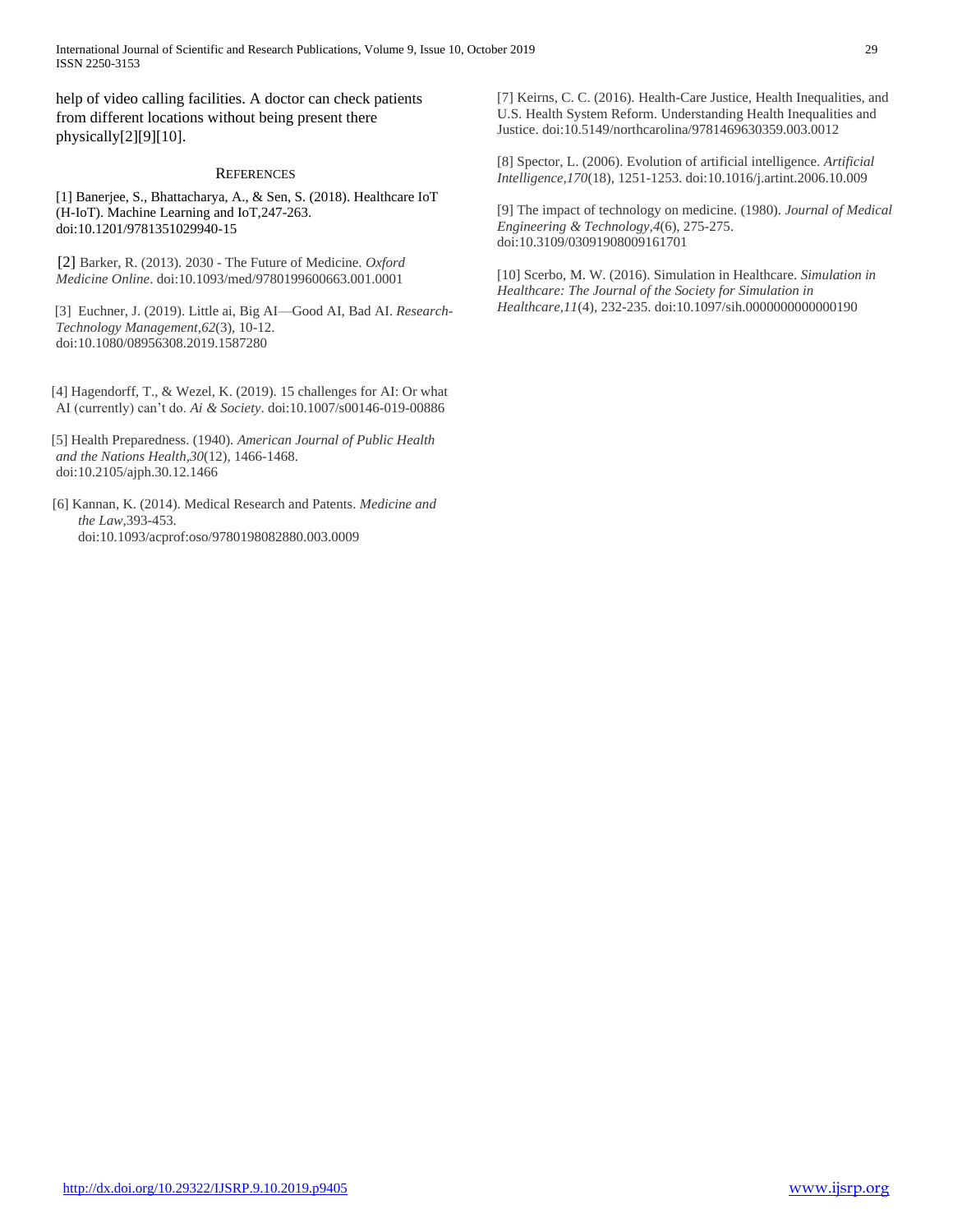help of video calling facilities. A doctor can check patients from different locations without being present there physically[2][9][10].

## References

[1] Banerjee, S., Bhattacharya, A., & Sen, S. (2018). Healthcare IoT (H-IoT). Machine Learning and IoT,247-263. doi:10.1201/9781351029940-15

[2] Barker, R. (2013). 2030 - The Future of Medicine. *Oxford Medicine Online*. doi:10.1093/med/9780199600663.001.0001

[3] Euchner, J. (2019). Little ai, Big AI—Good AI, Bad AI. *Research-Technology Management,62*(3), 10-12. doi:10.1080/08956308.2019.1587280

[4] Hagendorff, T., & Wezel, K. (2019). 15 challenges for AI: Or what AI (currently) can't do. *Ai & Society*. doi:10.1007/s00146-019-00886

[5] Health Preparedness. (1940). *American Journal of Public Health and the Nations Health,30*(12), 1466-1468. doi:10.2105/ajph.30.12.1466

[6] Kannan, K. (2014). Medical Research and Patents. *Medicine and the Law*,393-453. doi:10.1093/acprof:oso/9780198082880.003.0009

[7] Keirns, C. C. (2016). Health-Care Justice, Health Inequalities, and U.S. Health System Reform. Understanding Health Inequalities and Justice. doi:10.5149/northcarolina/9781469630359.003.0012

[8] Spector, L. (2006). Evolution of artificial intelligence. *Artificial Intelligence,170*(18), 1251-1253. doi:10.1016/j.artint.2006.10.009

[9] The impact of technology on medicine. (1980). *Journal of Medical Engineering & Technology,4*(6), 275-275. doi:10.3109/03091908009161701

[10] Scerbo, M. W. (2016). Simulation in Healthcare. *Simulation in Healthcare: The Journal of the Society for Simulation in Healthcare,11*(4), 232-235. doi:10.1097/sih.0000000000000190